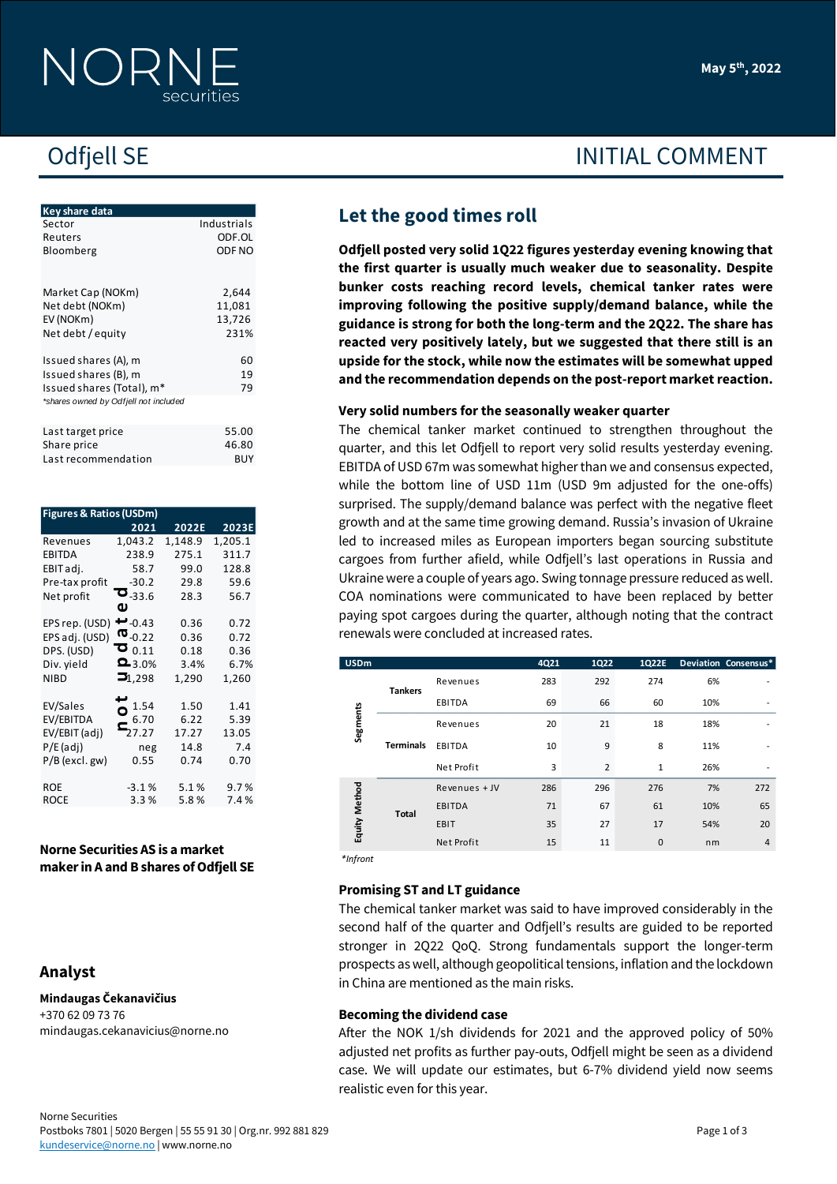May 5th, 2022

# Odfjell SE

INITIAL COMMENT

| Key share data | |
|---|---|
| Sector | Industrials |
| Reuters | ODF.OL |
| Bloomberg | ODF NO |
| | |
| Market Cap (NOKm) | 2,644 |
| Net debt (NOKm) | 11,081 |
| EV (NOKm) | 13,726 |
| Net debt / equity | 231% |
| | |
| Issued shares (A), m | 60 |
| Issued shares (B), m | 19 |
| Issued shares (Total), m* | 79 |

*shares owned by Odfjell not included

| | |
|---|---|
| Last target price | 55.00 |
| Share price | 46.80 |
| Last recommendation | BUY |

| Figures & Ratios (USDm) | 2021 | 2022E | 2023E |
|---|---|---|---|
| Revenues | 1,043.2 | 1,148.9 | 1,205.1 |
| EBITDA | 238.9 | 275.1 | 311.7 |
| EBIT adj. | 58.7 | 99.0 | 128.8 |
| Pre-tax profit | -30.2 | 29.8 | 59.6 |
| Net profit | -33.6 | 28.3 | 56.7 |
| | | | |
| EPS rep. (USD) | -0.43 | 0.36 | 0.72 |
| EPS adj. (USD) | -0.22 | 0.36 | 0.72 |
| DPS. (USD) | 0.11 | 0.18 | 0.36 |
| Div. yield | 3.0% | 3.4% | 6.7% |
| NIBD | 1,298 | 1,290 | 1,260 |
| | | | |
| EV/Sales | 1.54 | 1.50 | 1.41 |
| EV/EBITDA | 6.70 | 6.22 | 5.39 |
| EV/EBIT (adj) | 27.27 | 17.27 | 13.05 |
| P/E (adj) | neg | 14.8 | 7.4 |
| P/B (excl. gw) | 0.55 | 0.74 | 0.70 |
| | | | |
| ROE | -3.1 % | 5.1 % | 9.7 % |
| ROCE | 3.3 % | 5.8 % | 7.4 % |

not updated

**Norne Securities AS is a market maker in A and B shares of Odfjell SE**

## Analyst

**Mindaugas Čekanavičius**
+370 62 09 73 76
mindaugas.cekanavicius@norne.no

## Let the good times roll

**Odfjell posted very solid 1Q22 figures yesterday evening knowing that the first quarter is usually much weaker due to seasonality. Despite bunker costs reaching record levels, chemical tanker rates were improving following the positive supply/demand balance, while the guidance is strong for both the long-term and the 2Q22. The share has reacted very positively lately, but we suggested that there still is an upside for the stock, while now the estimates will be somewhat upped and the recommendation depends on the post-report market reaction.**

### Very solid numbers for the seasonally weaker quarter

The chemical tanker market continued to strengthen throughout the quarter, and this let Odfjell to report very solid results yesterday evening. EBITDA of USD 67m was somewhat higher than we and consensus expected, while the bottom line of USD 11m (USD 9m adjusted for the one-offs) surprised. The supply/demand balance was perfect with the negative fleet growth and at the same time growing demand. Russia's invasion of Ukraine led to increased miles as European importers began sourcing substitute cargoes from further afield, while Odfjell's last operations in Russia and Ukraine were a couple of years ago. Swing tonnage pressure reduced as well. COA nominations were communicated to have been replaced by better paying spot cargoes during the quarter, although noting that the contract renewals were concluded at increased rates.

| USDm | | | 4Q21 | 1Q22 | 1Q22E | Deviation | Consensus* |
|---|---|---|---|---|---|---|---|
| Segments | Tankers | Revenues | 283 | 292 | 274 | 6% | - |
| | | EBITDA | 69 | 66 | 60 | 10% | - |
| | Terminals | Revenues | 20 | 21 | 18 | 18% | - |
| | | EBITDA | 10 | 9 | 8 | 11% | - |
| | | Net Profit | 3 | 2 | 1 | 26% | - |
| Equity Method | Total | Revenues + JV | 286 | 296 | 276 | 7% | 272 |
| | | EBITDA | 71 | 67 | 61 | 10% | 65 |
| | | EBIT | 35 | 27 | 17 | 54% | 20 |
| | | Net Profit | 15 | 11 | 0 | nm | 4 |

*Infront

### Promising ST and LT guidance

The chemical tanker market was said to have improved considerably in the second half of the quarter and Odfjell's results are guided to be reported stronger in 2Q22 QoQ. Strong fundamentals support the longer-term prospects as well, although geopolitical tensions, inflation and the lockdown in China are mentioned as the main risks.

### Becoming the dividend case

After the NOK 1/sh dividends for 2021 and the approved policy of 50% adjusted net profits as further pay-outs, Odfjell might be seen as a dividend case. We will update our estimates, but 6-7% dividend yield now seems realistic even for this year.

Norne Securities
Postboks 7801 | 5020 Bergen | 55 55 91 30 | Org.nr. 992 881 829
kundeservice@norne.no | www.norne.no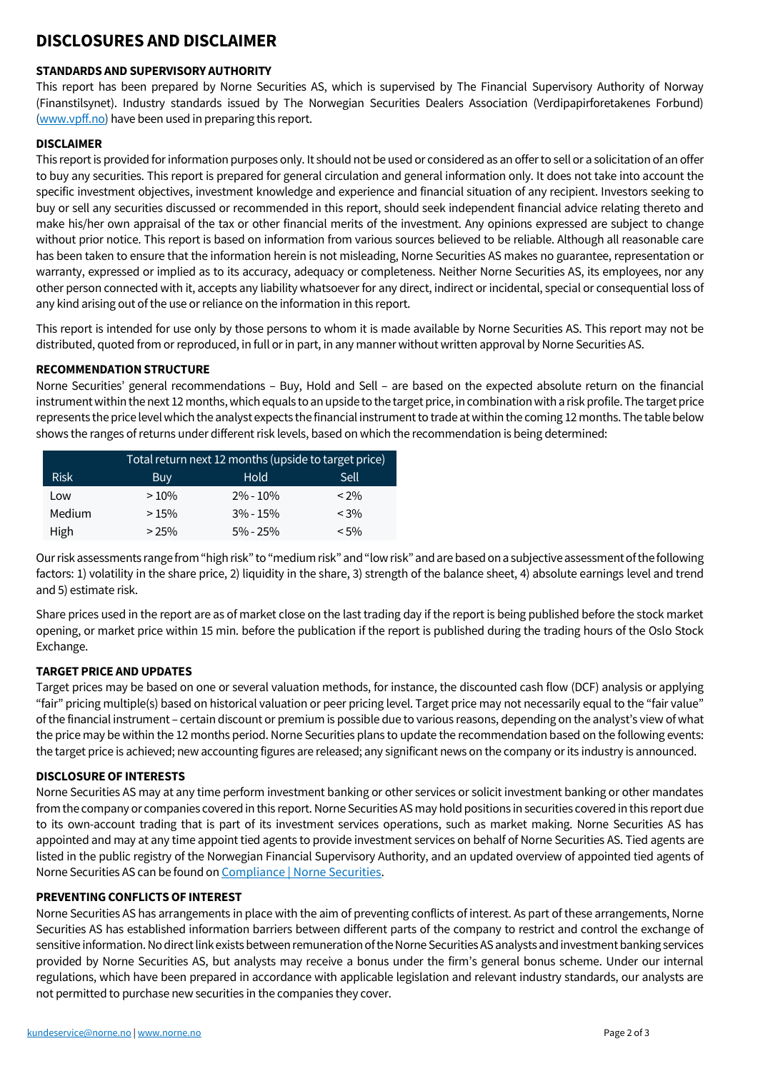# DISCLOSURES AND DISCLAIMER

**STANDARDS AND SUPERVISORY AUTHORITY**

This report has been prepared by Norne Securities AS, which is supervised by The Financial Supervisory Authority of Norway (Finanstilsynet). Industry standards issued by The Norwegian Securities Dealers Association (Verdipapirforetakenes Forbund) (www.vpff.no) have been used in preparing this report.

**DISCLAIMER**

This report is provided for information purposes only. It should not be used or considered as an offer to sell or a solicitation of an offer to buy any securities. This report is prepared for general circulation and general information only. It does not take into account the specific investment objectives, investment knowledge and experience and financial situation of any recipient. Investors seeking to buy or sell any securities discussed or recommended in this report, should seek independent financial advice relating thereto and make his/her own appraisal of the tax or other financial merits of the investment. Any opinions expressed are subject to change without prior notice. This report is based on information from various sources believed to be reliable. Although all reasonable care has been taken to ensure that the information herein is not misleading, Norne Securities AS makes no guarantee, representation or warranty, expressed or implied as to its accuracy, adequacy or completeness. Neither Norne Securities AS, its employees, nor any other person connected with it, accepts any liability whatsoever for any direct, indirect or incidental, special or consequential loss of any kind arising out of the use or reliance on the information in this report.

This report is intended for use only by those persons to whom it is made available by Norne Securities AS. This report may not be distributed, quoted from or reproduced, in full or in part, in any manner without written approval by Norne Securities AS.

**RECOMMENDATION STRUCTURE**

Norne Securities' general recommendations – Buy, Hold and Sell – are based on the expected absolute return on the financial instrument within the next 12 months, which equals to an upside to the target price, in combination with a risk profile. The target price represents the price level which the analyst expects the financial instrument to trade at within the coming 12 months. The table below shows the ranges of returns under different risk levels, based on which the recommendation is being determined:

| | Total return next 12 months (upside to target price) | | |
|---|---|---|---|
| Risk | Buy | Hold | Sell |
| Low | > 10% | 2% - 10% | < 2% |
| Medium | > 15% | 3% - 15% | < 3% |
| High | > 25% | 5% - 25% | < 5% |

Our risk assessments range from "high risk" to "medium risk" and "low risk" and are based on a subjective assessment of the following factors: 1) volatility in the share price, 2) liquidity in the share, 3) strength of the balance sheet, 4) absolute earnings level and trend and 5) estimate risk.

Share prices used in the report are as of market close on the last trading day if the report is being published before the stock market opening, or market price within 15 min. before the publication if the report is published during the trading hours of the Oslo Stock Exchange.

**TARGET PRICE AND UPDATES**

Target prices may be based on one or several valuation methods, for instance, the discounted cash flow (DCF) analysis or applying "fair" pricing multiple(s) based on historical valuation or peer pricing level. Target price may not necessarily equal to the "fair value" of the financial instrument – certain discount or premium is possible due to various reasons, depending on the analyst's view of what the price may be within the 12 months period. Norne Securities plans to update the recommendation based on the following events: the target price is achieved; new accounting figures are released; any significant news on the company or its industry is announced.

**DISCLOSURE OF INTERESTS**

Norne Securities AS may at any time perform investment banking or other services or solicit investment banking or other mandates from the company or companies covered in this report. Norne Securities AS may hold positions in securities covered in this report due to its own-account trading that is part of its investment services operations, such as market making. Norne Securities AS has appointed and may at any time appoint tied agents to provide investment services on behalf of Norne Securities AS. Tied agents are listed in the public registry of the Norwegian Financial Supervisory Authority, and an updated overview of appointed tied agents of Norne Securities AS can be found on Compliance | Norne Securities.

**PREVENTING CONFLICTS OF INTEREST**

Norne Securities AS has arrangements in place with the aim of preventing conflicts of interest. As part of these arrangements, Norne Securities AS has established information barriers between different parts of the company to restrict and control the exchange of sensitive information. No direct link exists between remuneration of the Norne Securities AS analysts and investment banking services provided by Norne Securities AS, but analysts may receive a bonus under the firm's general bonus scheme. Under our internal regulations, which have been prepared in accordance with applicable legislation and relevant industry standards, our analysts are not permitted to purchase new securities in the companies they cover.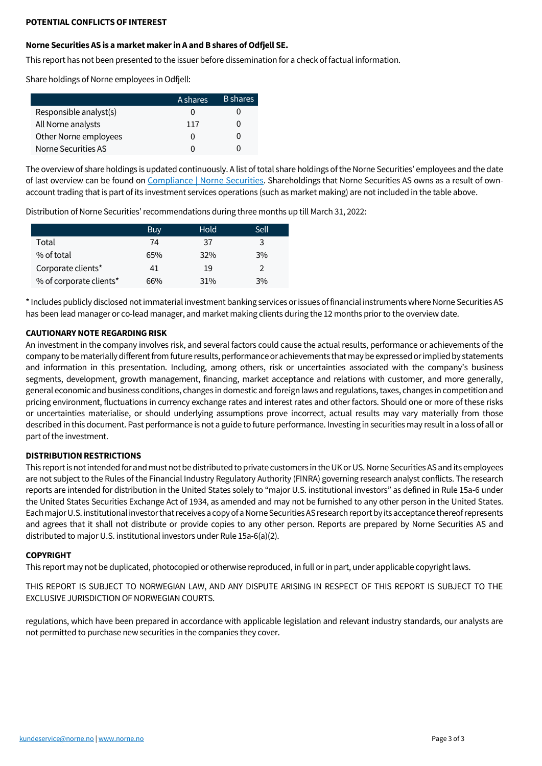**POTENTIAL CONFLICTS OF INTEREST**

**Norne Securities AS is a market maker in A and B shares of Odfjell SE.**

This report has not been presented to the issuer before dissemination for a check of factual information.

Share holdings of Norne employees in Odfjell:

| | A shares | B shares |
|---|---|---|
| Responsible analyst(s) | 0 | 0 |
| All Norne analysts | 117 | 0 |
| Other Norne employees | 0 | 0 |
| Norne Securities AS | 0 | 0 |

The overview of share holdings is updated continuously. A list of total share holdings of the Norne Securities' employees and the date of last overview can be found on Compliance | Norne Securities. Shareholdings that Norne Securities AS owns as a result of own-account trading that is part of its investment services operations (such as market making) are not included in the table above.

Distribution of Norne Securities' recommendations during three months up till March 31, 2022:

| | Buy | Hold | Sell |
|---|---|---|---|
| Total | 74 | 37 | 3 |
| % of total | 65% | 32% | 3% |
| Corporate clients* | 41 | 19 | 2 |
| % of corporate clients* | 66% | 31% | 3% |

* Includes publicly disclosed not immaterial investment banking services or issues of financial instruments where Norne Securities AS has been lead manager or co-lead manager, and market making clients during the 12 months prior to the overview date.

**CAUTIONARY NOTE REGARDING RISK**

An investment in the company involves risk, and several factors could cause the actual results, performance or achievements of the company to be materially different from future results, performance or achievements that may be expressed or implied by statements and information in this presentation. Including, among others, risk or uncertainties associated with the company's business segments, development, growth management, financing, market acceptance and relations with customer, and more generally, general economic and business conditions, changes in domestic and foreign laws and regulations, taxes, changes in competition and pricing environment, fluctuations in currency exchange rates and interest rates and other factors. Should one or more of these risks or uncertainties materialise, or should underlying assumptions prove incorrect, actual results may vary materially from those described in this document. Past performance is not a guide to future performance. Investing in securities may result in a loss of all or part of the investment.

**DISTRIBUTION RESTRICTIONS**

This report is not intended for and must not be distributed to private customers in the UK or US. Norne Securities AS and its employees are not subject to the Rules of the Financial Industry Regulatory Authority (FINRA) governing research analyst conflicts. The research reports are intended for distribution in the United States solely to "major U.S. institutional investors" as defined in Rule 15a-6 under the United States Securities Exchange Act of 1934, as amended and may not be furnished to any other person in the United States. Each major U.S. institutional investor that receives a copy of a Norne Securities AS research report by its acceptance thereof represents and agrees that it shall not distribute or provide copies to any other person. Reports are prepared by Norne Securities AS and distributed to major U.S. institutional investors under Rule 15a-6(a)(2).

**COPYRIGHT**

This report may not be duplicated, photocopied or otherwise reproduced, in full or in part, under applicable copyright laws.

THIS REPORT IS SUBJECT TO NORWEGIAN LAW, AND ANY DISPUTE ARISING IN RESPECT OF THIS REPORT IS SUBJECT TO THE EXCLUSIVE JURISDICTION OF NORWEGIAN COURTS.

regulations, which have been prepared in accordance with applicable legislation and relevant industry standards, our analysts are not permitted to purchase new securities in the companies they cover.

kundeservice@norne.no | www.norne.no